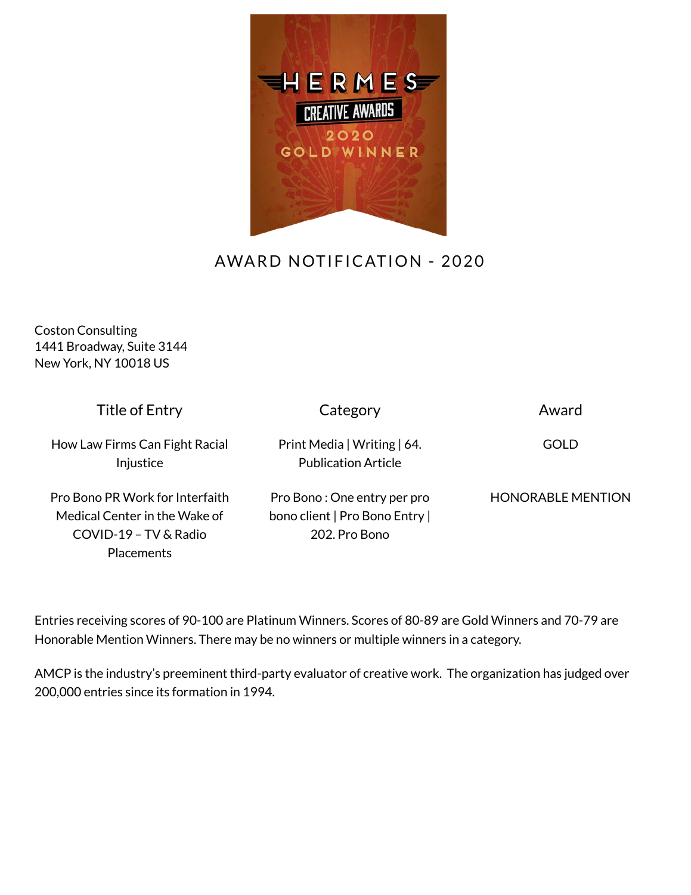HERMES CREATIVE AWARDS 2020 GOLD WINNER

# AWARD NOTIFICATION - 2020

Coston Consulting
1441 Broadway, Suite 3144
New York, NY 10018 US

| Title of Entry | Category | Award |
|---|---|---|
| How Law Firms Can Fight Racial Injustice | Print Media \| Writing \| 64. Publication Article | GOLD |
| Pro Bono PR Work for Interfaith Medical Center in the Wake of COVID-19 – TV & Radio Placements | Pro Bono : One entry per pro bono client \| Pro Bono Entry \| 202. Pro Bono | HONORABLE MENTION |

Entries receiving scores of 90-100 are Platinum Winners. Scores of 80-89 are Gold Winners and 70-79 are Honorable Mention Winners. There may be no winners or multiple winners in a category.

AMCP is the industry's preeminent third-party evaluator of creative work. The organization has judged over 200,000 entries since its formation in 1994.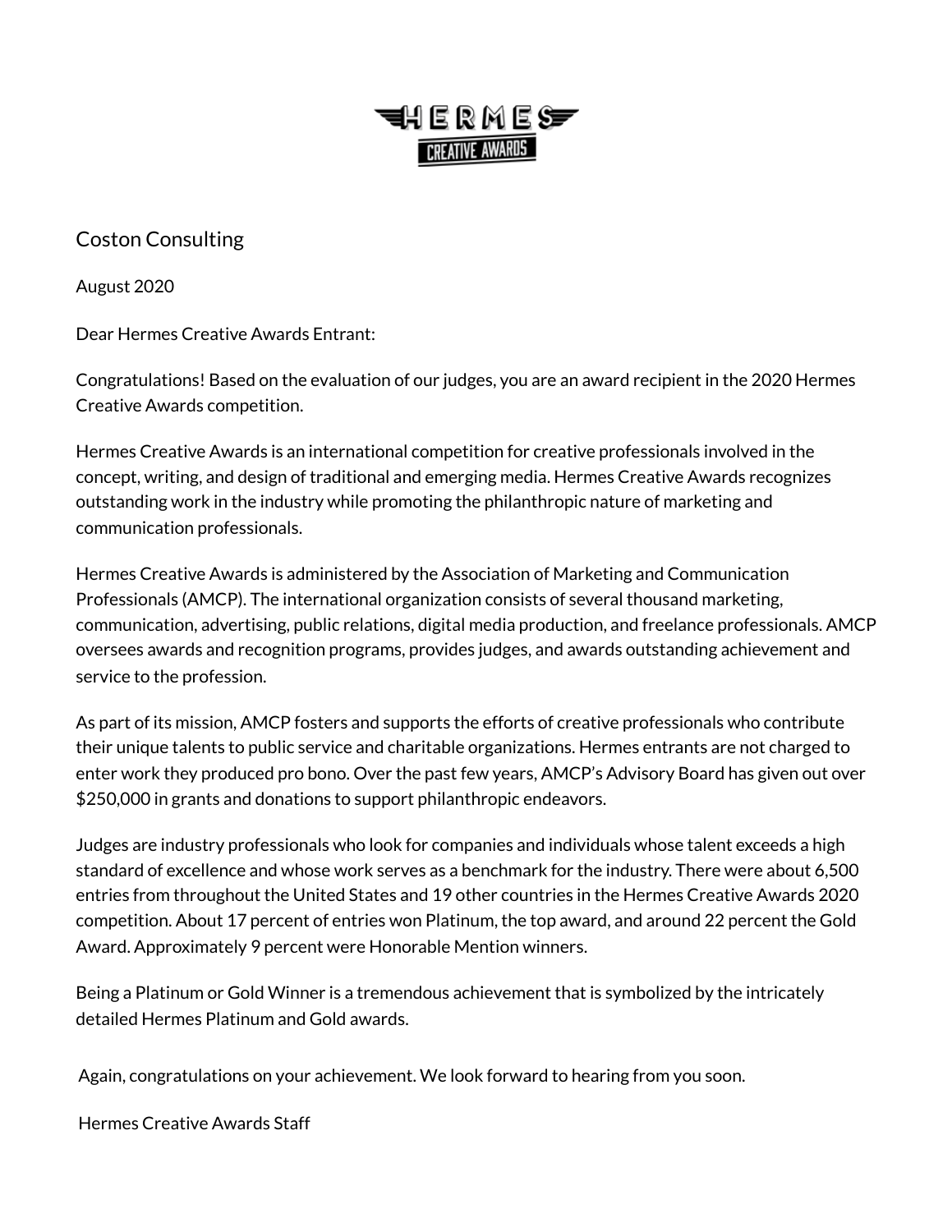HERMES

CREATIVE AWARDS

Coston Consulting

August 2020

Dear Hermes Creative Awards Entrant:

Congratulations! Based on the evaluation of our judges, you are an award recipient in the 2020 Hermes Creative Awards competition.

Hermes Creative Awards is an international competition for creative professionals involved in the concept, writing, and design of traditional and emerging media. Hermes Creative Awards recognizes outstanding work in the industry while promoting the philanthropic nature of marketing and communication professionals.

Hermes Creative Awards is administered by the Association of Marketing and Communication Professionals (AMCP). The international organization consists of several thousand marketing, communication, advertising, public relations, digital media production, and freelance professionals. AMCP oversees awards and recognition programs, provides judges, and awards outstanding achievement and service to the profession.

As part of its mission, AMCP fosters and supports the efforts of creative professionals who contribute their unique talents to public service and charitable organizations. Hermes entrants are not charged to enter work they produced pro bono. Over the past few years, AMCP's Advisory Board has given out over $250,000 in grants and donations to support philanthropic endeavors.

Judges are industry professionals who look for companies and individuals whose talent exceeds a high standard of excellence and whose work serves as a benchmark for the industry. There were about 6,500 entries from throughout the United States and 19 other countries in the Hermes Creative Awards 2020 competition. About 17 percent of entries won Platinum, the top award, and around 22 percent the Gold Award. Approximately 9 percent were Honorable Mention winners.

Being a Platinum or Gold Winner is a tremendous achievement that is symbolized by the intricately detailed Hermes Platinum and Gold awards.

Again, congratulations on your achievement. We look forward to hearing from you soon.

Hermes Creative Awards Staff